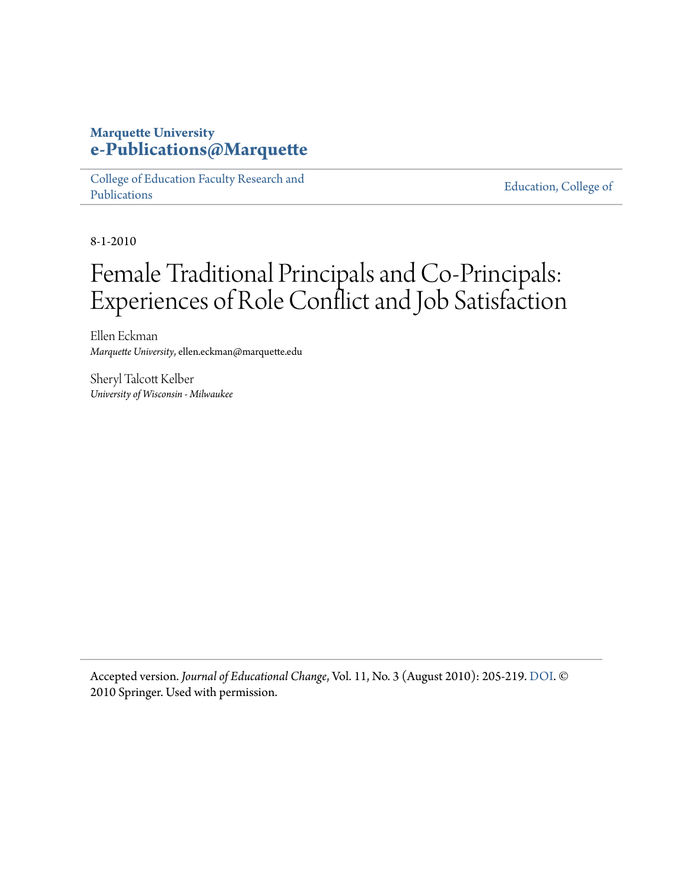**Marquette University**
**e-Publications@Marquette**

College of Education Faculty Research and Publications | Education, College of

8-1-2010

# Female Traditional Principals and Co-Principals: Experiences of Role Conflict and Job Satisfaction

Ellen Eckman
*Marquette University*, ellen.eckman@marquette.edu

Sheryl Talcott Kelber
*University of Wisconsin - Milwaukee*

Accepted version. *Journal of Educational Change*, Vol. 11, No. 3 (August 2010): 205-219. DOI. © 2010 Springer. Used with permission.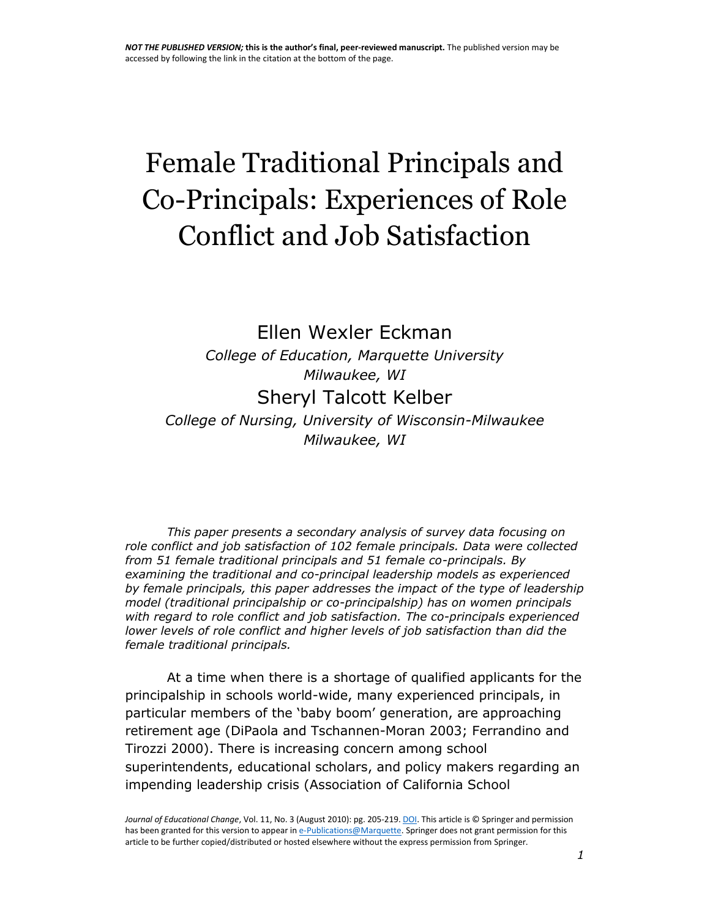*NOT THE PUBLISHED VERSION;* **this is the author's final, peer-reviewed manuscript.** The published version may be accessed by following the link in the citation at the bottom of the page.

# Female Traditional Principals and Co-Principals: Experiences of Role Conflict and Job Satisfaction

Ellen Wexler Eckman

*College of Education, Marquette University*
*Milwaukee, WI*

Sheryl Talcott Kelber

*College of Nursing, University of Wisconsin-Milwaukee*
*Milwaukee, WI*

*This paper presents a secondary analysis of survey data focusing on role conflict and job satisfaction of 102 female principals. Data were collected from 51 female traditional principals and 51 female co-principals. By examining the traditional and co-principal leadership models as experienced by female principals, this paper addresses the impact of the type of leadership model (traditional principalship or co-principalship) has on women principals with regard to role conflict and job satisfaction. The co-principals experienced lower levels of role conflict and higher levels of job satisfaction than did the female traditional principals.*

At a time when there is a shortage of qualified applicants for the principalship in schools world-wide, many experienced principals, in particular members of the 'baby boom' generation, are approaching retirement age (DiPaola and Tschannen-Moran 2003; Ferrandino and Tirozzi 2000). There is increasing concern among school superintendents, educational scholars, and policy makers regarding an impending leadership crisis (Association of California School

*Journal of Educational Change*, Vol. 11, No. 3 (August 2010): pg. 205-219. DOI. This article is © Springer and permission has been granted for this version to appear in e-Publications@Marquette. Springer does not grant permission for this article to be further copied/distributed or hosted elsewhere without the express permission from Springer.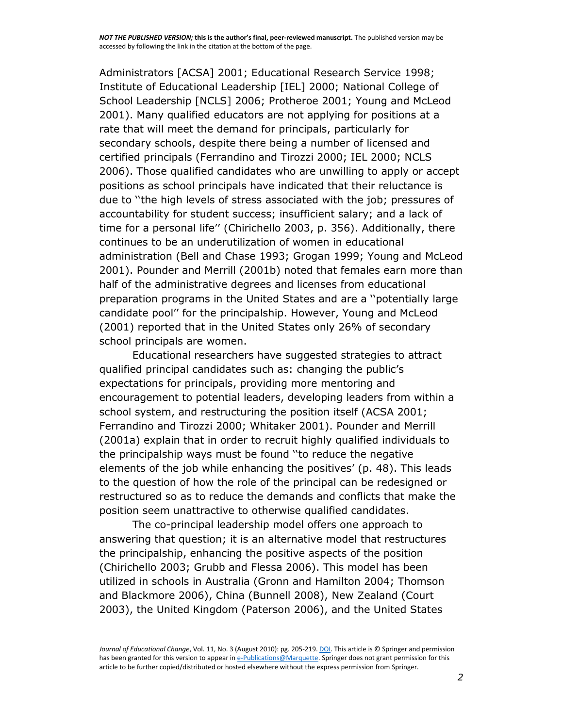Administrators [ACSA] 2001; Educational Research Service 1998; Institute of Educational Leadership [IEL] 2000; National College of School Leadership [NCLS] 2006; Protheroe 2001; Young and McLeod 2001). Many qualified educators are not applying for positions at a rate that will meet the demand for principals, particularly for secondary schools, despite there being a number of licensed and certified principals (Ferrandino and Tirozzi 2000; IEL 2000; NCLS 2006). Those qualified candidates who are unwilling to apply or accept positions as school principals have indicated that their reluctance is due to ''the high levels of stress associated with the job; pressures of accountability for student success; insufficient salary; and a lack of time for a personal life'' (Chirichello 2003, p. 356). Additionally, there continues to be an underutilization of women in educational administration (Bell and Chase 1993; Grogan 1999; Young and McLeod 2001). Pounder and Merrill (2001b) noted that females earn more than half of the administrative degrees and licenses from educational preparation programs in the United States and are a ''potentially large candidate pool'' for the principalship. However, Young and McLeod (2001) reported that in the United States only 26% of secondary school principals are women.

Educational researchers have suggested strategies to attract qualified principal candidates such as: changing the public's expectations for principals, providing more mentoring and encouragement to potential leaders, developing leaders from within a school system, and restructuring the position itself (ACSA 2001; Ferrandino and Tirozzi 2000; Whitaker 2001). Pounder and Merrill (2001a) explain that in order to recruit highly qualified individuals to the principalship ways must be found ''to reduce the negative elements of the job while enhancing the positives' (p. 48). This leads to the question of how the role of the principal can be redesigned or restructured so as to reduce the demands and conflicts that make the position seem unattractive to otherwise qualified candidates.

The co-principal leadership model offers one approach to answering that question; it is an alternative model that restructures the principalship, enhancing the positive aspects of the position (Chirichello 2003; Grubb and Flessa 2006). This model has been utilized in schools in Australia (Gronn and Hamilton 2004; Thomson and Blackmore 2006), China (Bunnell 2008), New Zealand (Court 2003), the United Kingdom (Paterson 2006), and the United States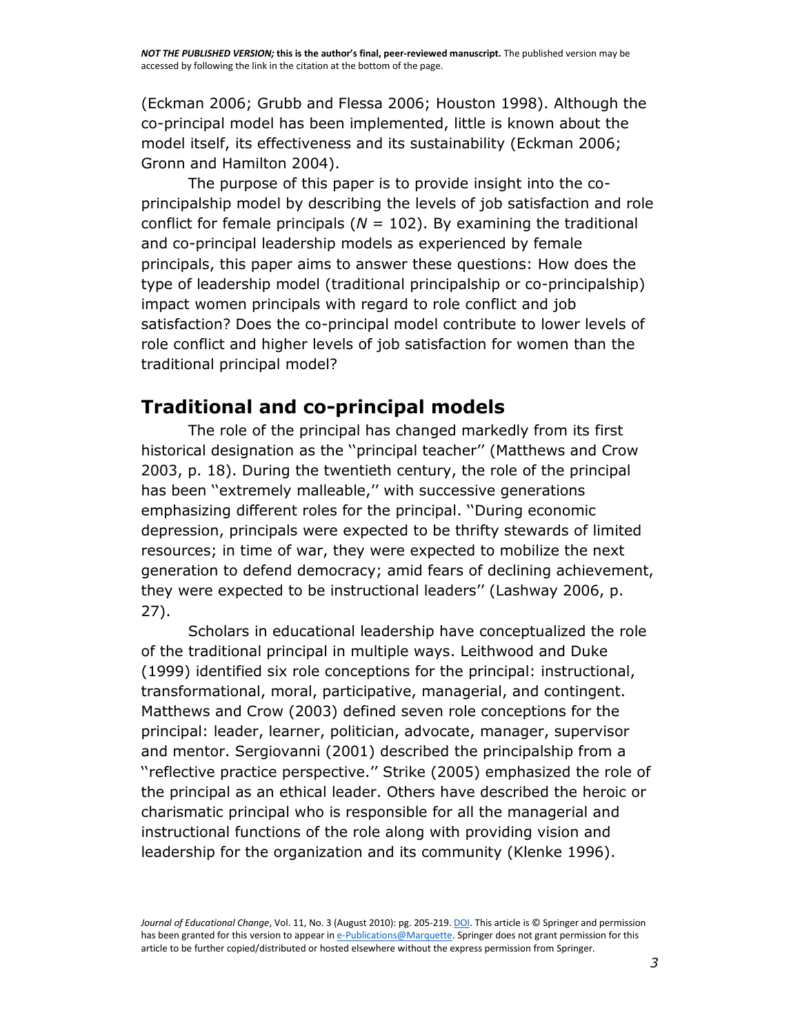(Eckman 2006; Grubb and Flessa 2006; Houston 1998). Although the co-principal model has been implemented, little is known about the model itself, its effectiveness and its sustainability (Eckman 2006; Gronn and Hamilton 2004).

The purpose of this paper is to provide insight into the co-principalship model by describing the levels of job satisfaction and role conflict for female principals ($N = 102$). By examining the traditional and co-principal leadership models as experienced by female principals, this paper aims to answer these questions: How does the type of leadership model (traditional principalship or co-principalship) impact women principals with regard to role conflict and job satisfaction? Does the co-principal model contribute to lower levels of role conflict and higher levels of job satisfaction for women than the traditional principal model?

## Traditional and co-principal models

The role of the principal has changed markedly from its first historical designation as the ''principal teacher'' (Matthews and Crow 2003, p. 18). During the twentieth century, the role of the principal has been ''extremely malleable,'' with successive generations emphasizing different roles for the principal. ''During economic depression, principals were expected to be thrifty stewards of limited resources; in time of war, they were expected to mobilize the next generation to defend democracy; amid fears of declining achievement, they were expected to be instructional leaders'' (Lashway 2006, p. 27).

Scholars in educational leadership have conceptualized the role of the traditional principal in multiple ways. Leithwood and Duke (1999) identified six role conceptions for the principal: instructional, transformational, moral, participative, managerial, and contingent. Matthews and Crow (2003) defined seven role conceptions for the principal: leader, learner, politician, advocate, manager, supervisor and mentor. Sergiovanni (2001) described the principalship from a ''reflective practice perspective.'' Strike (2005) emphasized the role of the principal as an ethical leader. Others have described the heroic or charismatic principal who is responsible for all the managerial and instructional functions of the role along with providing vision and leadership for the organization and its community (Klenke 1996).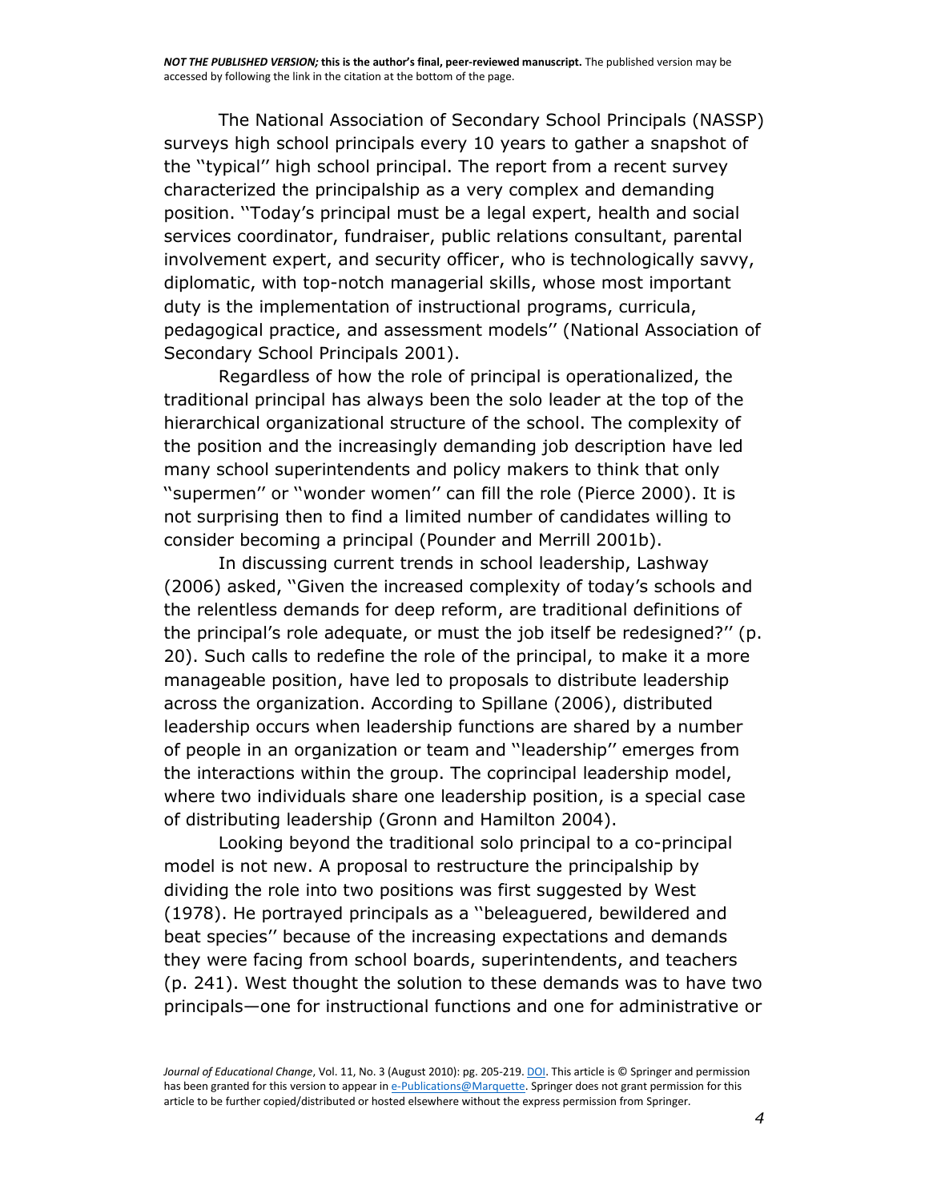The National Association of Secondary School Principals (NASSP) surveys high school principals every 10 years to gather a snapshot of the ''typical'' high school principal. The report from a recent survey characterized the principalship as a very complex and demanding position. ''Today's principal must be a legal expert, health and social services coordinator, fundraiser, public relations consultant, parental involvement expert, and security officer, who is technologically savvy, diplomatic, with top-notch managerial skills, whose most important duty is the implementation of instructional programs, curricula, pedagogical practice, and assessment models'' (National Association of Secondary School Principals 2001).

Regardless of how the role of principal is operationalized, the traditional principal has always been the solo leader at the top of the hierarchical organizational structure of the school. The complexity of the position and the increasingly demanding job description have led many school superintendents and policy makers to think that only ''supermen'' or ''wonder women'' can fill the role (Pierce 2000). It is not surprising then to find a limited number of candidates willing to consider becoming a principal (Pounder and Merrill 2001b).

In discussing current trends in school leadership, Lashway (2006) asked, ''Given the increased complexity of today's schools and the relentless demands for deep reform, are traditional definitions of the principal's role adequate, or must the job itself be redesigned?'' (p. 20). Such calls to redefine the role of the principal, to make it a more manageable position, have led to proposals to distribute leadership across the organization. According to Spillane (2006), distributed leadership occurs when leadership functions are shared by a number of people in an organization or team and ''leadership'' emerges from the interactions within the group. The coprincipal leadership model, where two individuals share one leadership position, is a special case of distributing leadership (Gronn and Hamilton 2004).

Looking beyond the traditional solo principal to a co-principal model is not new. A proposal to restructure the principalship by dividing the role into two positions was first suggested by West (1978). He portrayed principals as a ''beleaguered, bewildered and beat species'' because of the increasing expectations and demands they were facing from school boards, superintendents, and teachers (p. 241). West thought the solution to these demands was to have two principals—one for instructional functions and one for administrative or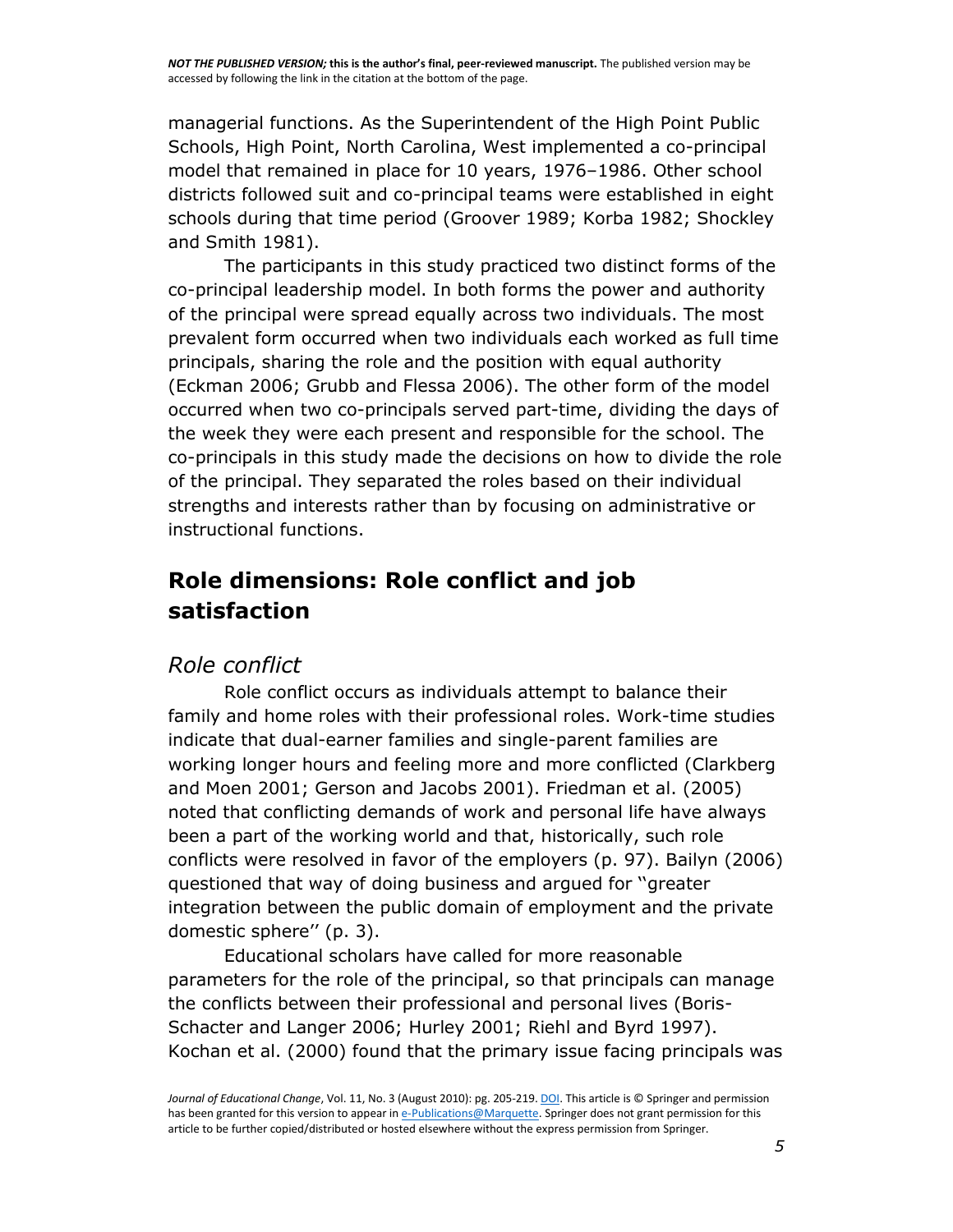managerial functions. As the Superintendent of the High Point Public Schools, High Point, North Carolina, West implemented a co-principal model that remained in place for 10 years, 1976–1986. Other school districts followed suit and co-principal teams were established in eight schools during that time period (Groover 1989; Korba 1982; Shockley and Smith 1981).

The participants in this study practiced two distinct forms of the co-principal leadership model. In both forms the power and authority of the principal were spread equally across two individuals. The most prevalent form occurred when two individuals each worked as full time principals, sharing the role and the position with equal authority (Eckman 2006; Grubb and Flessa 2006). The other form of the model occurred when two co-principals served part-time, dividing the days of the week they were each present and responsible for the school. The co-principals in this study made the decisions on how to divide the role of the principal. They separated the roles based on their individual strengths and interests rather than by focusing on administrative or instructional functions.

## Role dimensions: Role conflict and job satisfaction

### *Role conflict*

Role conflict occurs as individuals attempt to balance their family and home roles with their professional roles. Work-time studies indicate that dual-earner families and single-parent families are working longer hours and feeling more and more conflicted (Clarkberg and Moen 2001; Gerson and Jacobs 2001). Friedman et al. (2005) noted that conflicting demands of work and personal life have always been a part of the working world and that, historically, such role conflicts were resolved in favor of the employers (p. 97). Bailyn (2006) questioned that way of doing business and argued for ''greater integration between the public domain of employment and the private domestic sphere'' (p. 3).

Educational scholars have called for more reasonable parameters for the role of the principal, so that principals can manage the conflicts between their professional and personal lives (Boris-Schacter and Langer 2006; Hurley 2001; Riehl and Byrd 1997). Kochan et al. (2000) found that the primary issue facing principals was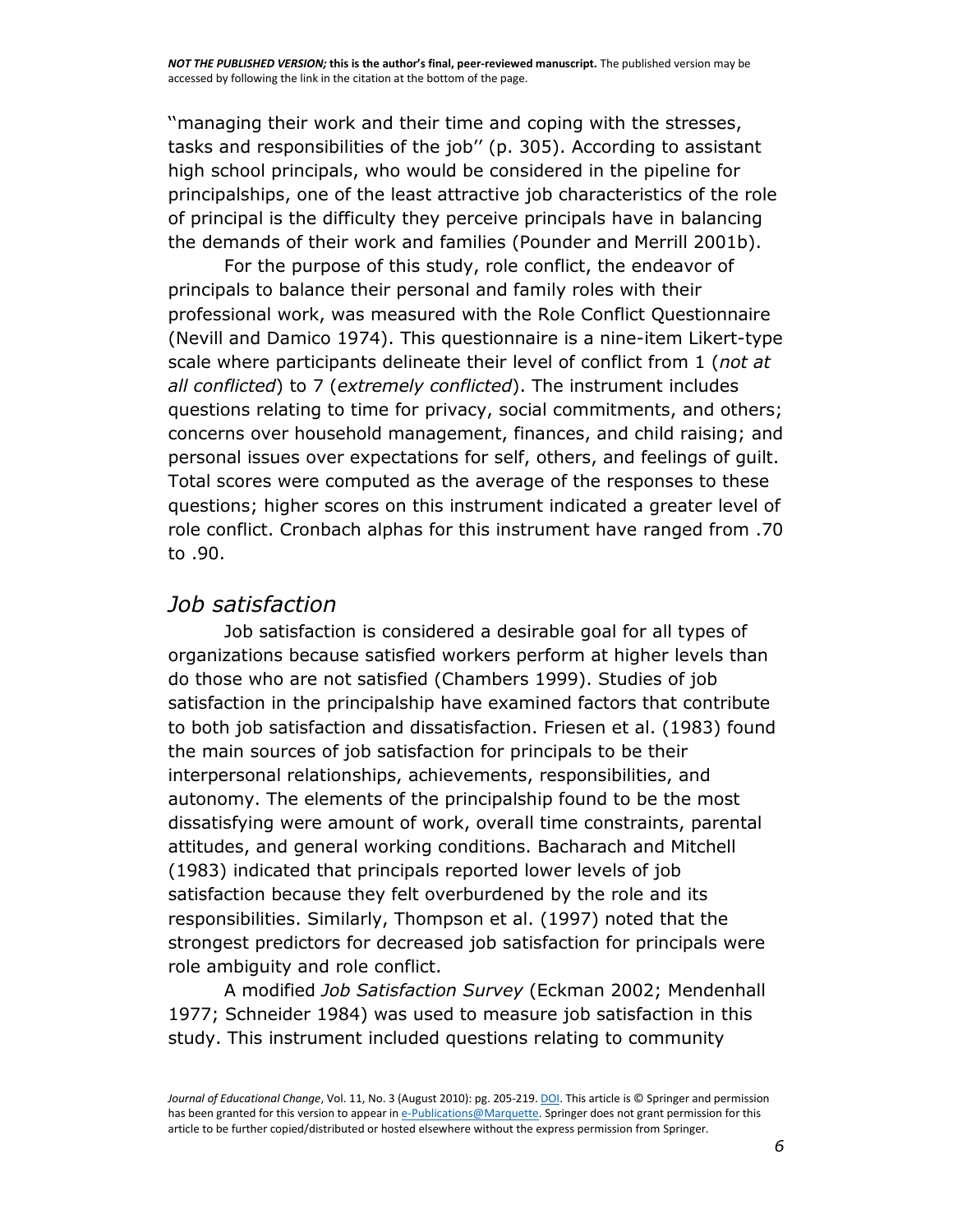''managing their work and their time and coping with the stresses, tasks and responsibilities of the job'' (p. 305). According to assistant high school principals, who would be considered in the pipeline for principalships, one of the least attractive job characteristics of the role of principal is the difficulty they perceive principals have in balancing the demands of their work and families (Pounder and Merrill 2001b).

For the purpose of this study, role conflict, the endeavor of principals to balance their personal and family roles with their professional work, was measured with the Role Conflict Questionnaire (Nevill and Damico 1974). This questionnaire is a nine-item Likert-type scale where participants delineate their level of conflict from 1 (*not at all conflicted*) to 7 (*extremely conflicted*). The instrument includes questions relating to time for privacy, social commitments, and others; concerns over household management, finances, and child raising; and personal issues over expectations for self, others, and feelings of guilt. Total scores were computed as the average of the responses to these questions; higher scores on this instrument indicated a greater level of role conflict. Cronbach alphas for this instrument have ranged from .70 to .90.

## *Job satisfaction*

Job satisfaction is considered a desirable goal for all types of organizations because satisfied workers perform at higher levels than do those who are not satisfied (Chambers 1999). Studies of job satisfaction in the principalship have examined factors that contribute to both job satisfaction and dissatisfaction. Friesen et al. (1983) found the main sources of job satisfaction for principals to be their interpersonal relationships, achievements, responsibilities, and autonomy. The elements of the principalship found to be the most dissatisfying were amount of work, overall time constraints, parental attitudes, and general working conditions. Bacharach and Mitchell (1983) indicated that principals reported lower levels of job satisfaction because they felt overburdened by the role and its responsibilities. Similarly, Thompson et al. (1997) noted that the strongest predictors for decreased job satisfaction for principals were role ambiguity and role conflict.

A modified *Job Satisfaction Survey* (Eckman 2002; Mendenhall 1977; Schneider 1984) was used to measure job satisfaction in this study. This instrument included questions relating to community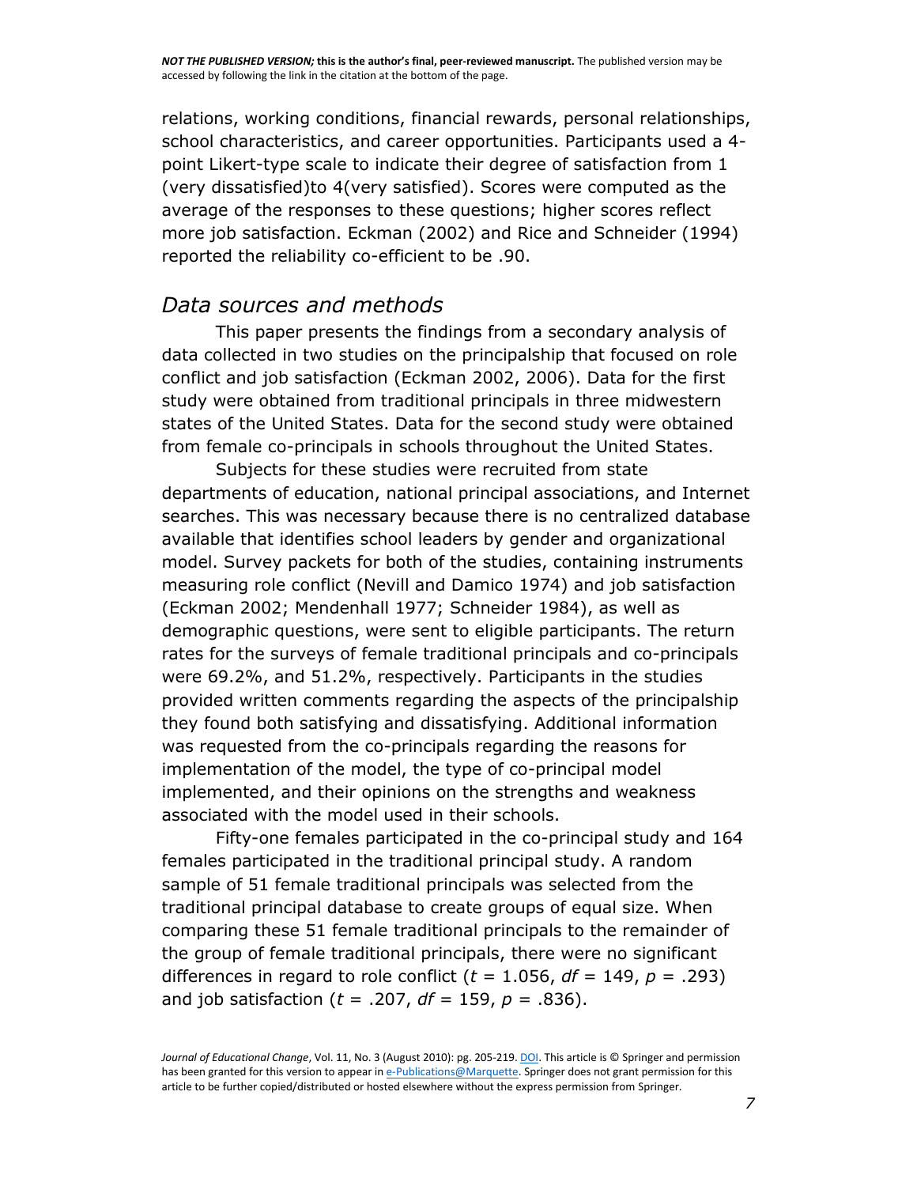relations, working conditions, financial rewards, personal relationships, school characteristics, and career opportunities. Participants used a 4-point Likert-type scale to indicate their degree of satisfaction from 1 (very dissatisfied)to 4(very satisfied). Scores were computed as the average of the responses to these questions; higher scores reflect more job satisfaction. Eckman (2002) and Rice and Schneider (1994) reported the reliability co-efficient to be .90.

## *Data sources and methods*

This paper presents the findings from a secondary analysis of data collected in two studies on the principalship that focused on role conflict and job satisfaction (Eckman 2002, 2006). Data for the first study were obtained from traditional principals in three midwestern states of the United States. Data for the second study were obtained from female co-principals in schools throughout the United States.

Subjects for these studies were recruited from state departments of education, national principal associations, and Internet searches. This was necessary because there is no centralized database available that identifies school leaders by gender and organizational model. Survey packets for both of the studies, containing instruments measuring role conflict (Nevill and Damico 1974) and job satisfaction (Eckman 2002; Mendenhall 1977; Schneider 1984), as well as demographic questions, were sent to eligible participants. The return rates for the surveys of female traditional principals and co-principals were 69.2%, and 51.2%, respectively. Participants in the studies provided written comments regarding the aspects of the principalship they found both satisfying and dissatisfying. Additional information was requested from the co-principals regarding the reasons for implementation of the model, the type of co-principal model implemented, and their opinions on the strengths and weakness associated with the model used in their schools.

Fifty-one females participated in the co-principal study and 164 females participated in the traditional principal study. A random sample of 51 female traditional principals was selected from the traditional principal database to create groups of equal size. When comparing these 51 female traditional principals to the remainder of the group of female traditional principals, there were no significant differences in regard to role conflict ($t = 1.056$, $df = 149$, $p = .293$) and job satisfaction ($t = .207$, $df = 159$, $p = .836$).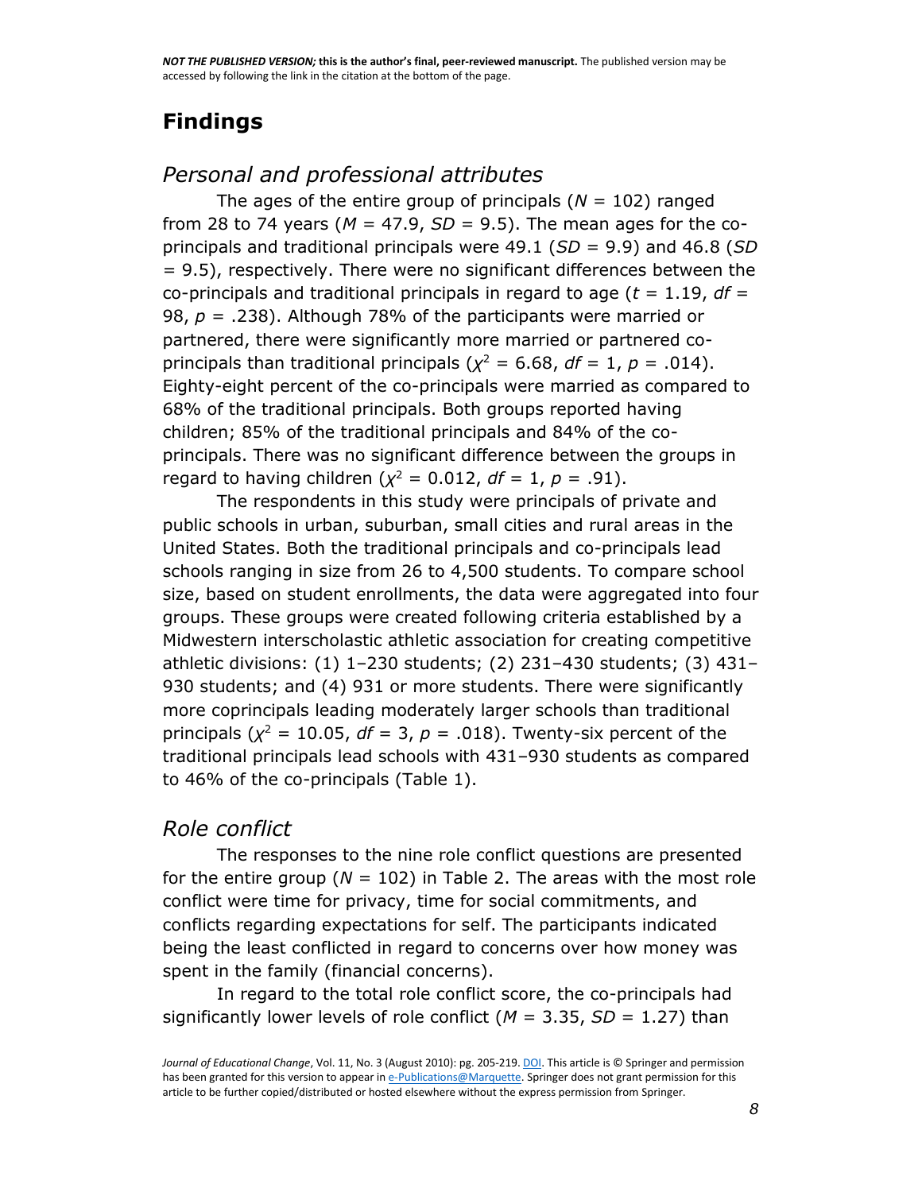# Findings

## *Personal and professional attributes*

The ages of the entire group of principals ($N$ = 102) ranged from 28 to 74 years ($M$ = 47.9, $SD$ = 9.5). The mean ages for the co-principals and traditional principals were 49.1 ($SD$ = 9.9) and 46.8 ($SD$ = 9.5), respectively. There were no significant differences between the co-principals and traditional principals in regard to age ($t$ = 1.19, $df$ = 98, $p$ = .238). Although 78% of the participants were married or partnered, there were significantly more married or partnered co-principals than traditional principals ($\chi^2$ = 6.68, $df$ = 1, $p$ = .014). Eighty-eight percent of the co-principals were married as compared to 68% of the traditional principals. Both groups reported having children; 85% of the traditional principals and 84% of the co-principals. There was no significant difference between the groups in regard to having children ($\chi^2$ = 0.012, $df$ = 1, $p$ = .91).

The respondents in this study were principals of private and public schools in urban, suburban, small cities and rural areas in the United States. Both the traditional principals and co-principals lead schools ranging in size from 26 to 4,500 students. To compare school size, based on student enrollments, the data were aggregated into four groups. These groups were created following criteria established by a Midwestern interscholastic athletic association for creating competitive athletic divisions: (1) 1–230 students; (2) 231–430 students; (3) 431–930 students; and (4) 931 or more students. There were significantly more coprincipals leading moderately larger schools than traditional principals ($\chi^2$ = 10.05, $df$ = 3, $p$ = .018). Twenty-six percent of the traditional principals lead schools with 431–930 students as compared to 46% of the co-principals (Table 1).

## *Role conflict*

The responses to the nine role conflict questions are presented for the entire group ($N$ = 102) in Table 2. The areas with the most role conflict were time for privacy, time for social commitments, and conflicts regarding expectations for self. The participants indicated being the least conflicted in regard to concerns over how money was spent in the family (financial concerns).

In regard to the total role conflict score, the co-principals had significantly lower levels of role conflict ($M$ = 3.35, $SD$ = 1.27) than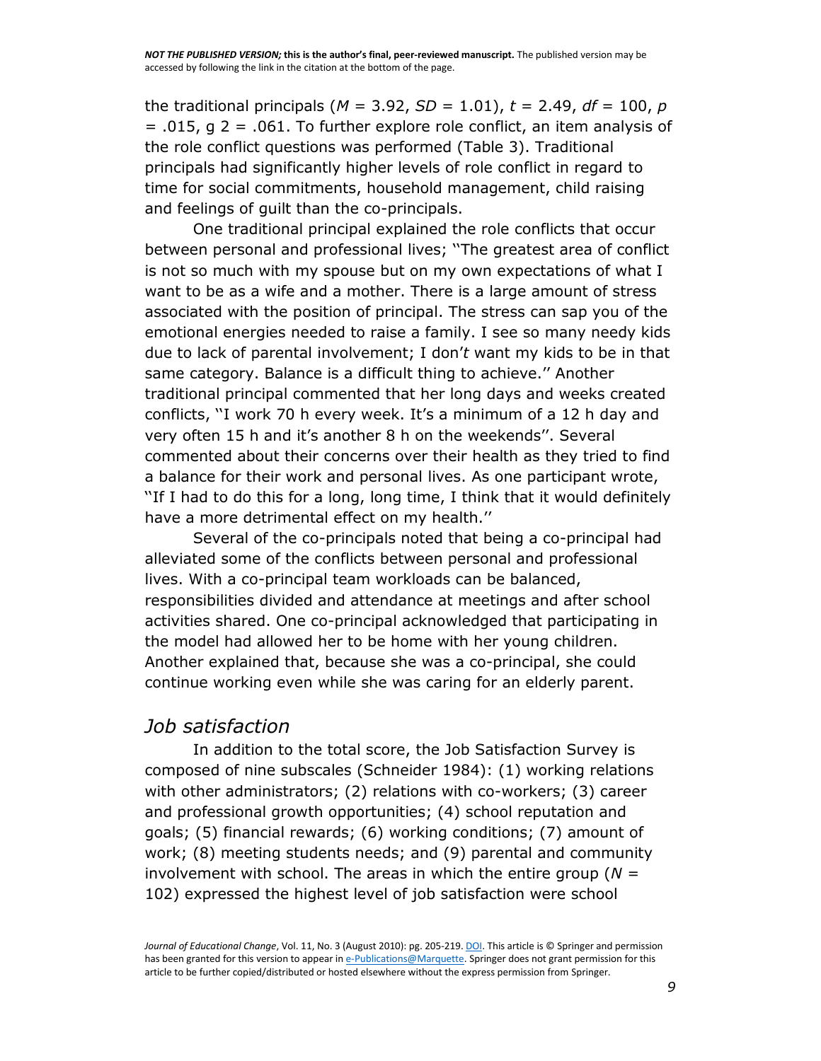the traditional principals ($M = 3.92$, $SD = 1.01$), $t = 2.49$, $df = 100$, $p = .015$, $\eta^2 = .061$. To further explore role conflict, an item analysis of the role conflict questions was performed (Table 3). Traditional principals had significantly higher levels of role conflict in regard to time for social commitments, household management, child raising and feelings of guilt than the co-principals.

One traditional principal explained the role conflicts that occur between personal and professional lives; ''The greatest area of conflict is not so much with my spouse but on my own expectations of what I want to be as a wife and a mother. There is a large amount of stress associated with the position of principal. The stress can sap you of the emotional energies needed to raise a family. I see so many needy kids due to lack of parental involvement; I don'*t* want my kids to be in that same category. Balance is a difficult thing to achieve.'' Another traditional principal commented that her long days and weeks created conflicts, ''I work 70 h every week. It's a minimum of a 12 h day and very often 15 h and it's another 8 h on the weekends''. Several commented about their concerns over their health as they tried to find a balance for their work and personal lives. As one participant wrote, ''If I had to do this for a long, long time, I think that it would definitely have a more detrimental effect on my health.''

Several of the co-principals noted that being a co-principal had alleviated some of the conflicts between personal and professional lives. With a co-principal team workloads can be balanced, responsibilities divided and attendance at meetings and after school activities shared. One co-principal acknowledged that participating in the model had allowed her to be home with her young children. Another explained that, because she was a co-principal, she could continue working even while she was caring for an elderly parent.

### *Job satisfaction*

In addition to the total score, the Job Satisfaction Survey is composed of nine subscales (Schneider 1984): (1) working relations with other administrators; (2) relations with co-workers; (3) career and professional growth opportunities; (4) school reputation and goals; (5) financial rewards; (6) working conditions; (7) amount of work; (8) meeting students needs; and (9) parental and community involvement with school. The areas in which the entire group ($N = 102$) expressed the highest level of job satisfaction were school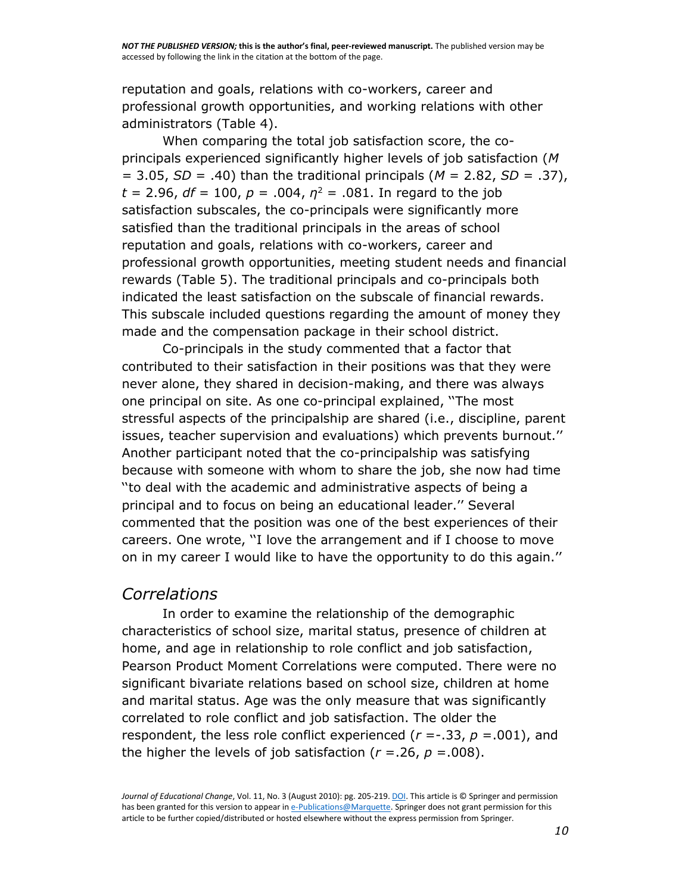reputation and goals, relations with co-workers, career and professional growth opportunities, and working relations with other administrators (Table 4).

When comparing the total job satisfaction score, the co-principals experienced significantly higher levels of job satisfaction ($M = 3.05$, $SD = .40$) than the traditional principals ($M = 2.82$, $SD = .37$), $t = 2.96$, $df = 100$, $p = .004$, $\eta^2 = .081$. In regard to the job satisfaction subscales, the co-principals were significantly more satisfied than the traditional principals in the areas of school reputation and goals, relations with co-workers, career and professional growth opportunities, meeting student needs and financial rewards (Table 5). The traditional principals and co-principals both indicated the least satisfaction on the subscale of financial rewards. This subscale included questions regarding the amount of money they made and the compensation package in their school district.

Co-principals in the study commented that a factor that contributed to their satisfaction in their positions was that they were never alone, they shared in decision-making, and there was always one principal on site. As one co-principal explained, ''The most stressful aspects of the principalship are shared (i.e., discipline, parent issues, teacher supervision and evaluations) which prevents burnout.'' Another participant noted that the co-principalship was satisfying because with someone with whom to share the job, she now had time ''to deal with the academic and administrative aspects of being a principal and to focus on being an educational leader.'' Several commented that the position was one of the best experiences of their careers. One wrote, ''I love the arrangement and if I choose to move on in my career I would like to have the opportunity to do this again.''

## *Correlations*

In order to examine the relationship of the demographic characteristics of school size, marital status, presence of children at home, and age in relationship to role conflict and job satisfaction, Pearson Product Moment Correlations were computed. There were no significant bivariate relations based on school size, children at home and marital status. Age was the only measure that was significantly correlated to role conflict and job satisfaction. The older the respondent, the less role conflict experienced ($r = -.33$, $p = .001$), and the higher the levels of job satisfaction ($r = .26$, $p = .008$).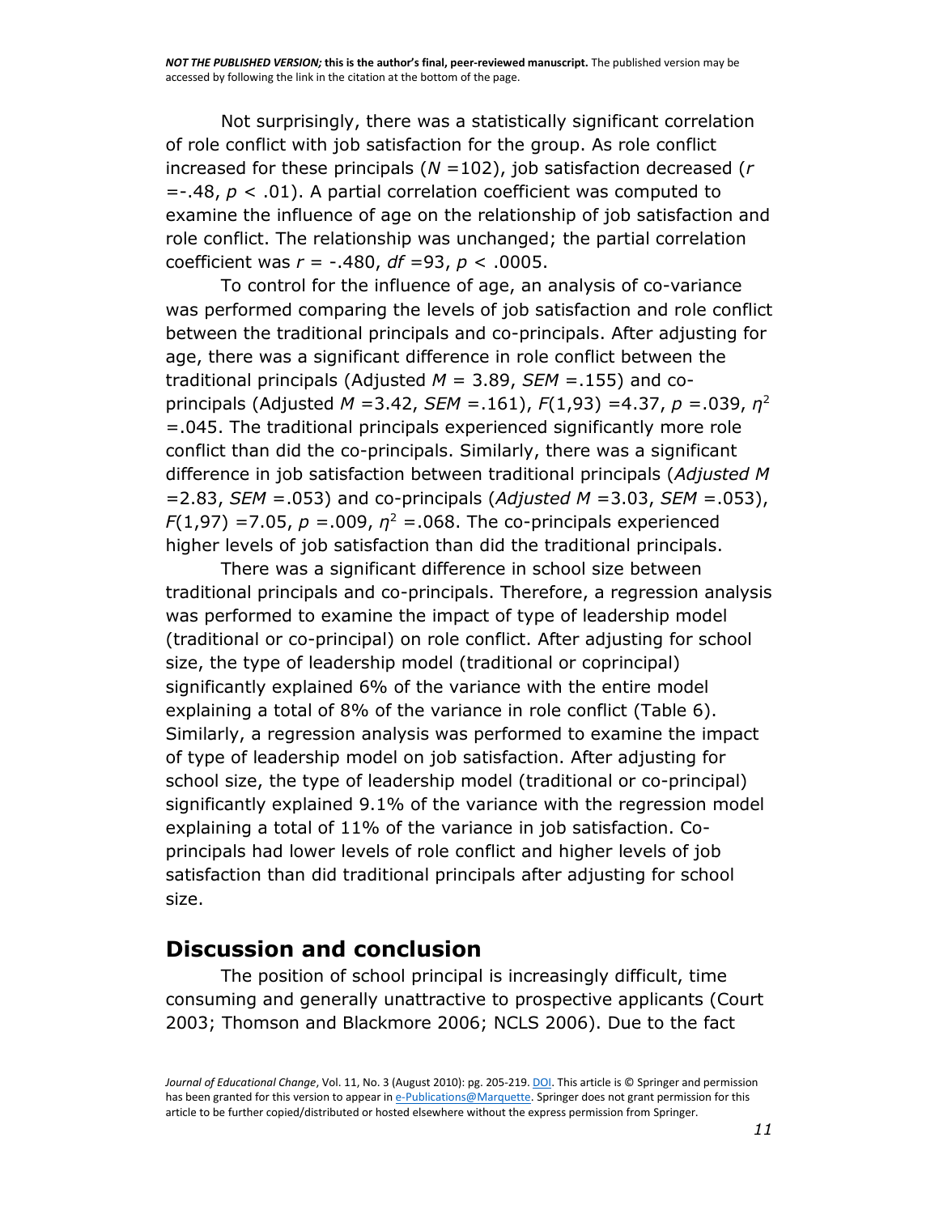Not surprisingly, there was a statistically significant correlation of role conflict with job satisfaction for the group. As role conflict increased for these principals ($N$ =102), job satisfaction decreased ($r$ =-.48, $p$ < .01). A partial correlation coefficient was computed to examine the influence of age on the relationship of job satisfaction and role conflict. The relationship was unchanged; the partial correlation coefficient was $r$ = -.480, $df$ =93, $p$ < .0005.

To control for the influence of age, an analysis of co-variance was performed comparing the levels of job satisfaction and role conflict between the traditional principals and co-principals. After adjusting for age, there was a significant difference in role conflict between the traditional principals (Adjusted $M$ = 3.89, $SEM$ =.155) and co-principals (Adjusted $M$ =3.42, $SEM$ =.161), $F(1,93)$ =4.37, $p$ =.039, $\eta^2$ =.045. The traditional principals experienced significantly more role conflict than did the co-principals. Similarly, there was a significant difference in job satisfaction between traditional principals (*Adjusted M* =2.83, $SEM$ =.053) and co-principals (*Adjusted M* =3.03, $SEM$ =.053), $F(1,97)$ =7.05, $p$ =.009, $\eta^2$ =.068. The co-principals experienced higher levels of job satisfaction than did the traditional principals.

There was a significant difference in school size between traditional principals and co-principals. Therefore, a regression analysis was performed to examine the impact of type of leadership model (traditional or co-principal) on role conflict. After adjusting for school size, the type of leadership model (traditional or coprincipal) significantly explained 6% of the variance with the entire model explaining a total of 8% of the variance in role conflict (Table 6). Similarly, a regression analysis was performed to examine the impact of type of leadership model on job satisfaction. After adjusting for school size, the type of leadership model (traditional or co-principal) significantly explained 9.1% of the variance with the regression model explaining a total of 11% of the variance in job satisfaction. Co-principals had lower levels of role conflict and higher levels of job satisfaction than did traditional principals after adjusting for school size.

## Discussion and conclusion

The position of school principal is increasingly difficult, time consuming and generally unattractive to prospective applicants (Court 2003; Thomson and Blackmore 2006; NCLS 2006). Due to the fact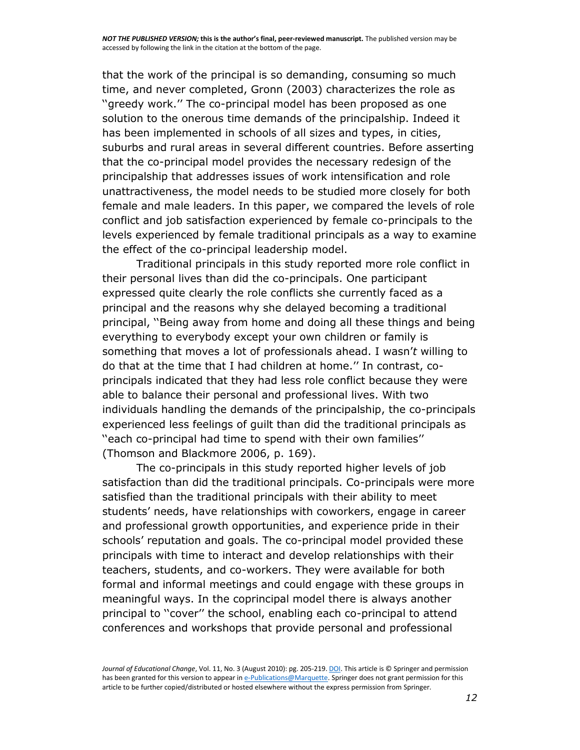that the work of the principal is so demanding, consuming so much time, and never completed, Gronn (2003) characterizes the role as ''greedy work.'' The co-principal model has been proposed as one solution to the onerous time demands of the principalship. Indeed it has been implemented in schools of all sizes and types, in cities, suburbs and rural areas in several different countries. Before asserting that the co-principal model provides the necessary redesign of the principalship that addresses issues of work intensification and role unattractiveness, the model needs to be studied more closely for both female and male leaders. In this paper, we compared the levels of role conflict and job satisfaction experienced by female co-principals to the levels experienced by female traditional principals as a way to examine the effect of the co-principal leadership model.

Traditional principals in this study reported more role conflict in their personal lives than did the co-principals. One participant expressed quite clearly the role conflicts she currently faced as a principal and the reasons why she delayed becoming a traditional principal, ''Being away from home and doing all these things and being everything to everybody except your own children or family is something that moves a lot of professionals ahead. I wasn'*t* willing to do that at the time that I had children at home.'' In contrast, co-principals indicated that they had less role conflict because they were able to balance their personal and professional lives. With two individuals handling the demands of the principalship, the co-principals experienced less feelings of guilt than did the traditional principals as ''each co-principal had time to spend with their own families'' (Thomson and Blackmore 2006, p. 169).

The co-principals in this study reported higher levels of job satisfaction than did the traditional principals. Co-principals were more satisfied than the traditional principals with their ability to meet students' needs, have relationships with coworkers, engage in career and professional growth opportunities, and experience pride in their schools' reputation and goals. The co-principal model provided these principals with time to interact and develop relationships with their teachers, students, and co-workers. They were available for both formal and informal meetings and could engage with these groups in meaningful ways. In the coprincipal model there is always another principal to ''cover'' the school, enabling each co-principal to attend conferences and workshops that provide personal and professional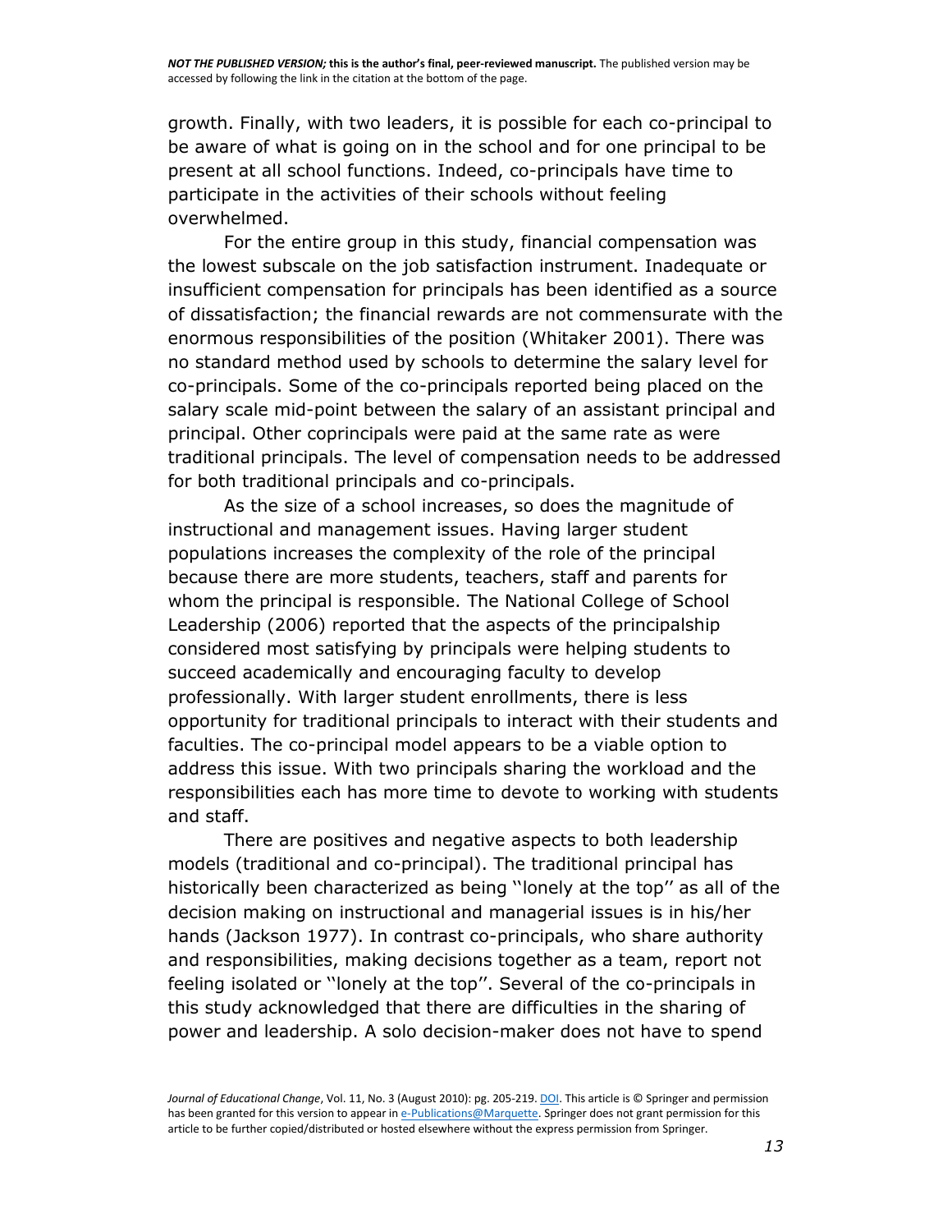growth. Finally, with two leaders, it is possible for each co-principal to be aware of what is going on in the school and for one principal to be present at all school functions. Indeed, co-principals have time to participate in the activities of their schools without feeling overwhelmed.

For the entire group in this study, financial compensation was the lowest subscale on the job satisfaction instrument. Inadequate or insufficient compensation for principals has been identified as a source of dissatisfaction; the financial rewards are not commensurate with the enormous responsibilities of the position (Whitaker 2001). There was no standard method used by schools to determine the salary level for co-principals. Some of the co-principals reported being placed on the salary scale mid-point between the salary of an assistant principal and principal. Other coprincipals were paid at the same rate as were traditional principals. The level of compensation needs to be addressed for both traditional principals and co-principals.

As the size of a school increases, so does the magnitude of instructional and management issues. Having larger student populations increases the complexity of the role of the principal because there are more students, teachers, staff and parents for whom the principal is responsible. The National College of School Leadership (2006) reported that the aspects of the principalship considered most satisfying by principals were helping students to succeed academically and encouraging faculty to develop professionally. With larger student enrollments, there is less opportunity for traditional principals to interact with their students and faculties. The co-principal model appears to be a viable option to address this issue. With two principals sharing the workload and the responsibilities each has more time to devote to working with students and staff.

There are positives and negative aspects to both leadership models (traditional and co-principal). The traditional principal has historically been characterized as being ''lonely at the top'' as all of the decision making on instructional and managerial issues is in his/her hands (Jackson 1977). In contrast co-principals, who share authority and responsibilities, making decisions together as a team, report not feeling isolated or ''lonely at the top''. Several of the co-principals in this study acknowledged that there are difficulties in the sharing of power and leadership. A solo decision-maker does not have to spend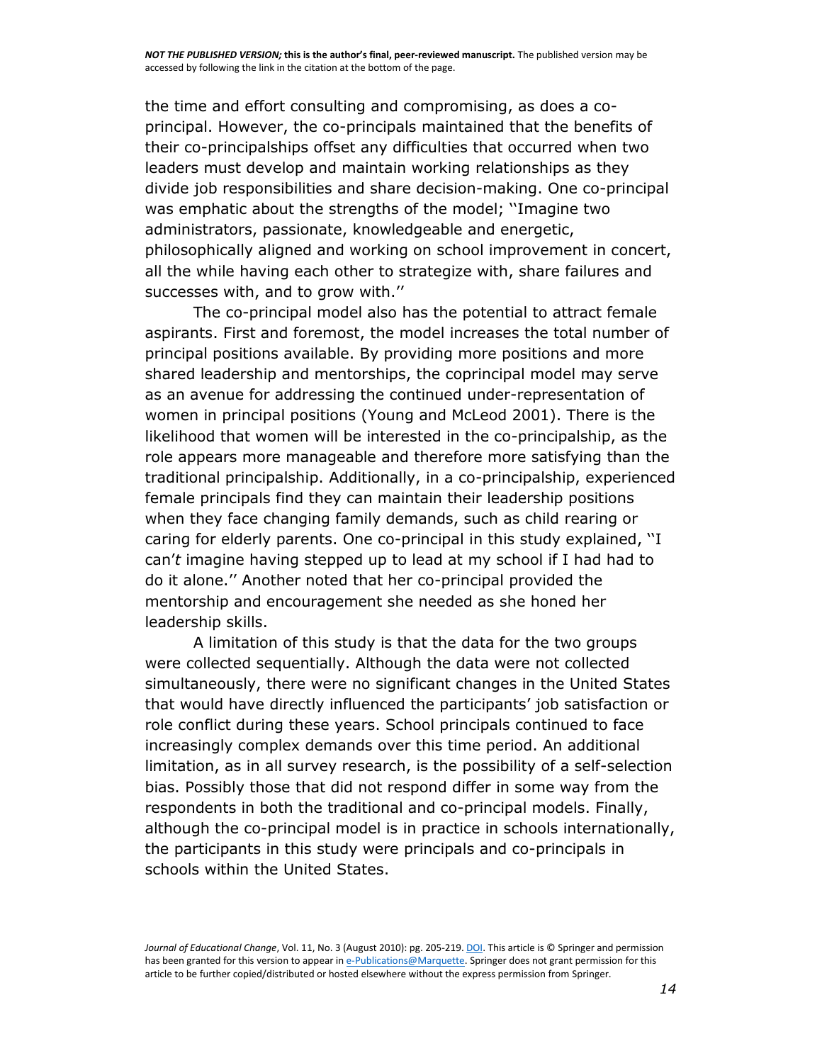the time and effort consulting and compromising, as does a co-principal. However, the co-principals maintained that the benefits of their co-principalships offset any difficulties that occurred when two leaders must develop and maintain working relationships as they divide job responsibilities and share decision-making. One co-principal was emphatic about the strengths of the model; ''Imagine two administrators, passionate, knowledgeable and energetic, philosophically aligned and working on school improvement in concert, all the while having each other to strategize with, share failures and successes with, and to grow with.''

The co-principal model also has the potential to attract female aspirants. First and foremost, the model increases the total number of principal positions available. By providing more positions and more shared leadership and mentorships, the coprincipal model may serve as an avenue for addressing the continued under-representation of women in principal positions (Young and McLeod 2001). There is the likelihood that women will be interested in the co-principalship, as the role appears more manageable and therefore more satisfying than the traditional principalship. Additionally, in a co-principalship, experienced female principals find they can maintain their leadership positions when they face changing family demands, such as child rearing or caring for elderly parents. One co-principal in this study explained, ''I can'*t* imagine having stepped up to lead at my school if I had had to do it alone.'' Another noted that her co-principal provided the mentorship and encouragement she needed as she honed her leadership skills.

A limitation of this study is that the data for the two groups were collected sequentially. Although the data were not collected simultaneously, there were no significant changes in the United States that would have directly influenced the participants' job satisfaction or role conflict during these years. School principals continued to face increasingly complex demands over this time period. An additional limitation, as in all survey research, is the possibility of a self-selection bias. Possibly those that did not respond differ in some way from the respondents in both the traditional and co-principal models. Finally, although the co-principal model is in practice in schools internationally, the participants in this study were principals and co-principals in schools within the United States.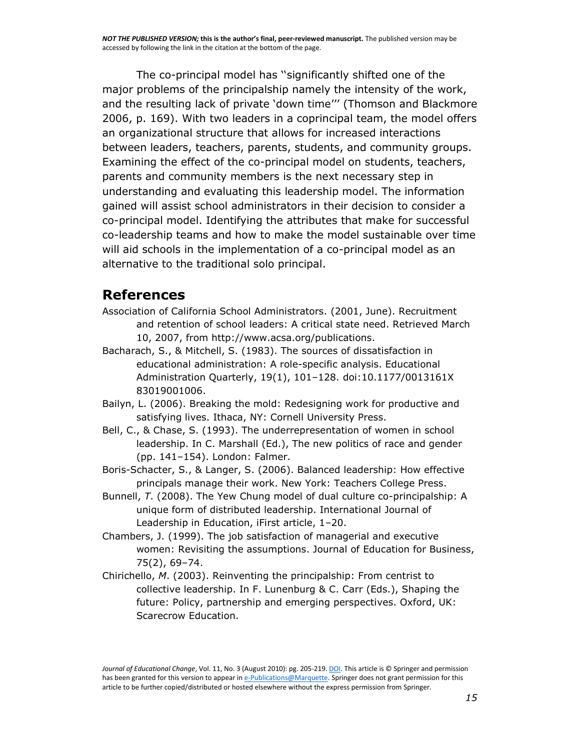The co-principal model has ''significantly shifted one of the major problems of the principalship namely the intensity of the work, and the resulting lack of private 'down time''' (Thomson and Blackmore 2006, p. 169). With two leaders in a coprincipal team, the model offers an organizational structure that allows for increased interactions between leaders, teachers, parents, students, and community groups. Examining the effect of the co-principal model on students, teachers, parents and community members is the next necessary step in understanding and evaluating this leadership model. The information gained will assist school administrators in their decision to consider a co-principal model. Identifying the attributes that make for successful co-leadership teams and how to make the model sustainable over time will aid schools in the implementation of a co-principal model as an alternative to the traditional solo principal.

## References

Association of California School Administrators. (2001, June). Recruitment and retention of school leaders: A critical state need. Retrieved March 10, 2007, from http://www.acsa.org/publications.

Bacharach, S., & Mitchell, S. (1983). The sources of dissatisfaction in educational administration: A role-specific analysis. Educational Administration Quarterly, 19(1), 101–128. doi:10.1177/0013161X 83019001006.

Bailyn, L. (2006). Breaking the mold: Redesigning work for productive and satisfying lives. Ithaca, NY: Cornell University Press.

Bell, C., & Chase, S. (1993). The underrepresentation of women in school leadership. In C. Marshall (Ed.), The new politics of race and gender (pp. 141–154). London: Falmer.

Boris-Schacter, S., & Langer, S. (2006). Balanced leadership: How effective principals manage their work. New York: Teachers College Press.

Bunnell, *T*. (2008). The Yew Chung model of dual culture co-principalship: A unique form of distributed leadership. International Journal of Leadership in Education, iFirst article, 1–20.

Chambers, J. (1999). The job satisfaction of managerial and executive women: Revisiting the assumptions. Journal of Education for Business, 75(2), 69–74.

Chirichello, *M*. (2003). Reinventing the principalship: From centrist to collective leadership. In F. Lunenburg & C. Carr (Eds.), Shaping the future: Policy, partnership and emerging perspectives. Oxford, UK: Scarecrow Education.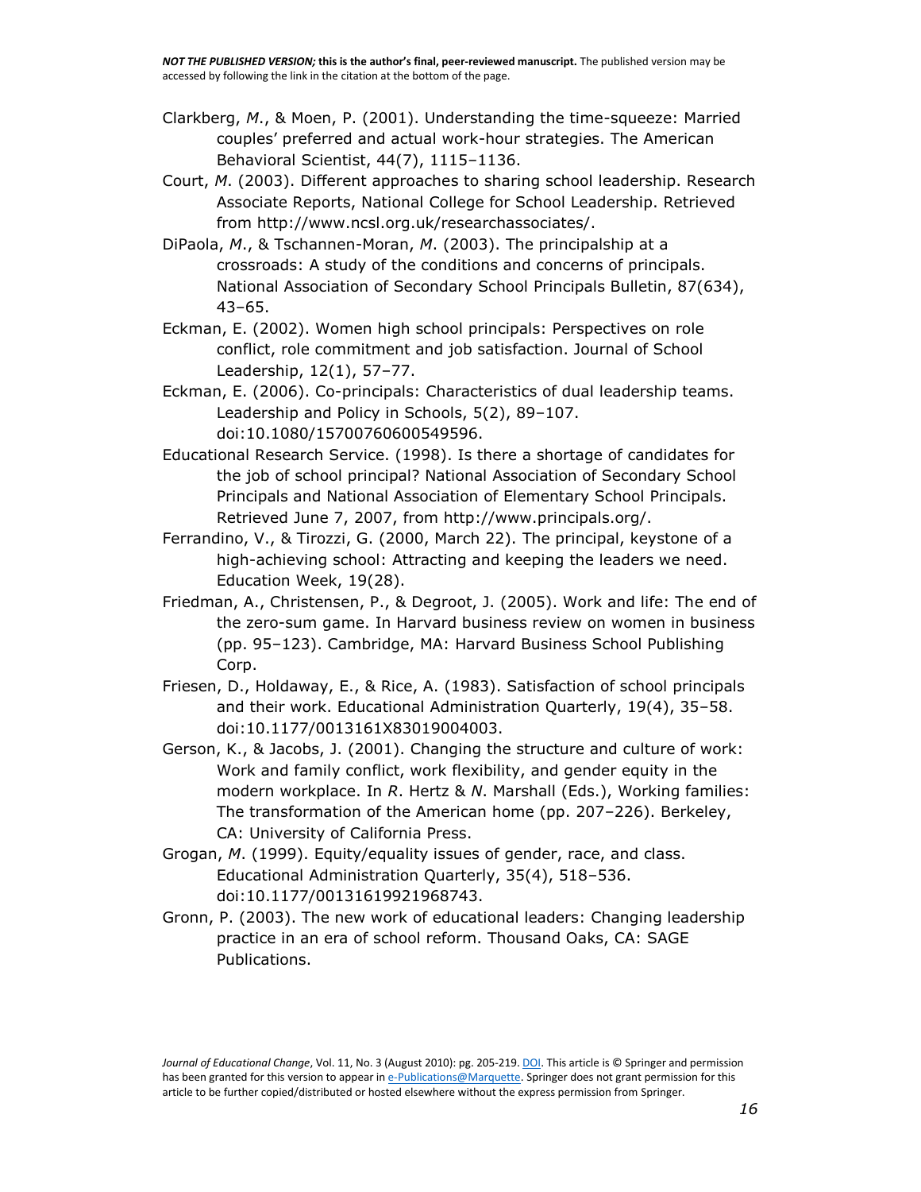Clarkberg, *M*., & Moen, P. (2001). Understanding the time-squeeze: Married couples' preferred and actual work-hour strategies. The American Behavioral Scientist, 44(7), 1115–1136.

Court, *M*. (2003). Different approaches to sharing school leadership. Research Associate Reports, National College for School Leadership. Retrieved from http://www.ncsl.org.uk/researchassociates/.

DiPaola, *M*., & Tschannen-Moran, *M*. (2003). The principalship at a crossroads: A study of the conditions and concerns of principals. National Association of Secondary School Principals Bulletin, 87(634), 43–65.

Eckman, E. (2002). Women high school principals: Perspectives on role conflict, role commitment and job satisfaction. Journal of School Leadership, 12(1), 57–77.

Eckman, E. (2006). Co-principals: Characteristics of dual leadership teams. Leadership and Policy in Schools, 5(2), 89–107. doi:10.1080/15700760600549596.

Educational Research Service. (1998). Is there a shortage of candidates for the job of school principal? National Association of Secondary School Principals and National Association of Elementary School Principals. Retrieved June 7, 2007, from http://www.principals.org/.

Ferrandino, V., & Tirozzi, G. (2000, March 22). The principal, keystone of a high-achieving school: Attracting and keeping the leaders we need. Education Week, 19(28).

Friedman, A., Christensen, P., & Degroot, J. (2005). Work and life: The end of the zero-sum game. In Harvard business review on women in business (pp. 95–123). Cambridge, MA: Harvard Business School Publishing Corp.

Friesen, D., Holdaway, E., & Rice, A. (1983). Satisfaction of school principals and their work. Educational Administration Quarterly, 19(4), 35–58. doi:10.1177/0013161X83019004003.

Gerson, K., & Jacobs, J. (2001). Changing the structure and culture of work: Work and family conflict, work flexibility, and gender equity in the modern workplace. In *R*. Hertz & *N*. Marshall (Eds.), Working families: The transformation of the American home (pp. 207–226). Berkeley, CA: University of California Press.

Grogan, *M*. (1999). Equity/equality issues of gender, race, and class. Educational Administration Quarterly, 35(4), 518–536. doi:10.1177/00131619921968743.

Gronn, P. (2003). The new work of educational leaders: Changing leadership practice in an era of school reform. Thousand Oaks, CA: SAGE Publications.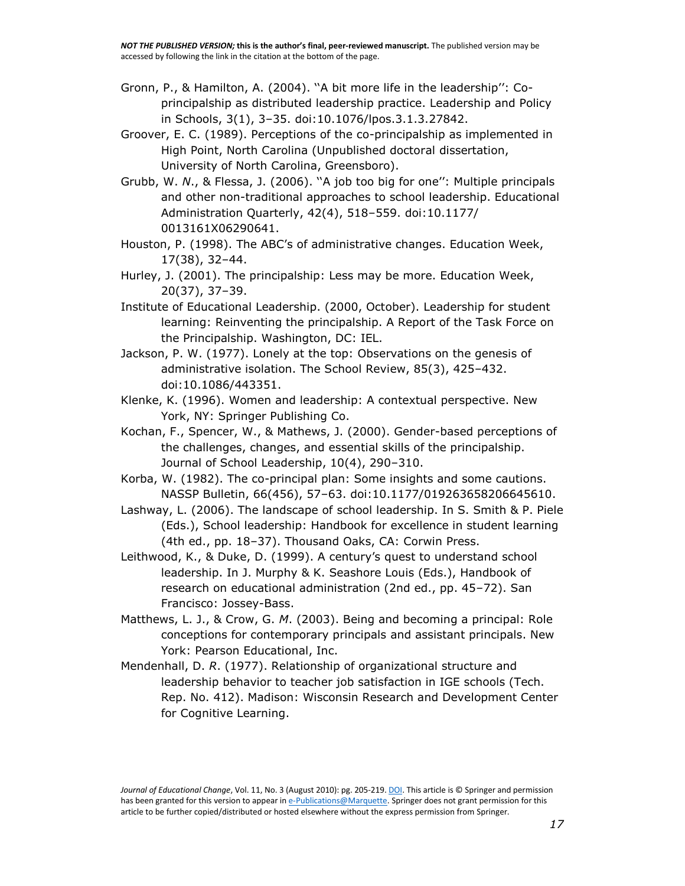Gronn, P., & Hamilton, A. (2004). ''A bit more life in the leadership'': Co-principalship as distributed leadership practice. Leadership and Policy in Schools, 3(1), 3–35. doi:10.1076/lpos.3.1.3.27842.

Groover, E. C. (1989). Perceptions of the co-principalship as implemented in High Point, North Carolina (Unpublished doctoral dissertation, University of North Carolina, Greensboro).

Grubb, W. *N*., & Flessa, J. (2006). ''A job too big for one'': Multiple principals and other non-traditional approaches to school leadership. Educational Administration Quarterly, 42(4), 518–559. doi:10.1177/0013161X06290641.

Houston, P. (1998). The ABC's of administrative changes. Education Week, 17(38), 32–44.

Hurley, J. (2001). The principalship: Less may be more. Education Week, 20(37), 37–39.

Institute of Educational Leadership. (2000, October). Leadership for student learning: Reinventing the principalship. A Report of the Task Force on the Principalship. Washington, DC: IEL.

Jackson, P. W. (1977). Lonely at the top: Observations on the genesis of administrative isolation. The School Review, 85(3), 425–432. doi:10.1086/443351.

Klenke, K. (1996). Women and leadership: A contextual perspective. New York, NY: Springer Publishing Co.

Kochan, F., Spencer, W., & Mathews, J. (2000). Gender-based perceptions of the challenges, changes, and essential skills of the principalship. Journal of School Leadership, 10(4), 290–310.

Korba, W. (1982). The co-principal plan: Some insights and some cautions. NASSP Bulletin, 66(456), 57–63. doi:10.1177/019263658206645610.

Lashway, L. (2006). The landscape of school leadership. In S. Smith & P. Piele (Eds.), School leadership: Handbook for excellence in student learning (4th ed., pp. 18–37). Thousand Oaks, CA: Corwin Press.

Leithwood, K., & Duke, D. (1999). A century's quest to understand school leadership. In J. Murphy & K. Seashore Louis (Eds.), Handbook of research on educational administration (2nd ed., pp. 45–72). San Francisco: Jossey-Bass.

Matthews, L. J., & Crow, G. *M*. (2003). Being and becoming a principal: Role conceptions for contemporary principals and assistant principals. New York: Pearson Educational, Inc.

Mendenhall, D. *R*. (1977). Relationship of organizational structure and leadership behavior to teacher job satisfaction in IGE schools (Tech. Rep. No. 412). Madison: Wisconsin Research and Development Center for Cognitive Learning.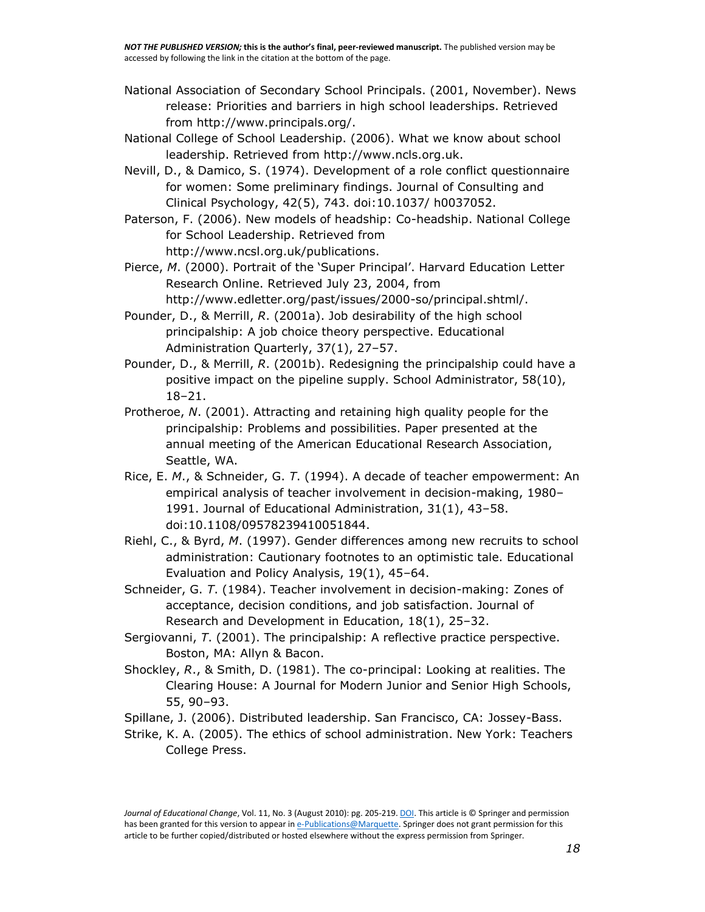National Association of Secondary School Principals. (2001, November). News release: Priorities and barriers in high school leaderships. Retrieved from http://www.principals.org/.

National College of School Leadership. (2006). What we know about school leadership. Retrieved from http://www.ncls.org.uk.

Nevill, D., & Damico, S. (1974). Development of a role conflict questionnaire for women: Some preliminary findings. Journal of Consulting and Clinical Psychology, 42(5), 743. doi:10.1037/ h0037052.

Paterson, F. (2006). New models of headship: Co-headship. National College for School Leadership. Retrieved from http://www.ncsl.org.uk/publications.

Pierce, *M*. (2000). Portrait of the 'Super Principal'. Harvard Education Letter Research Online. Retrieved July 23, 2004, from http://www.edletter.org/past/issues/2000-so/principal.shtml/.

Pounder, D., & Merrill, *R*. (2001a). Job desirability of the high school principalship: A job choice theory perspective. Educational Administration Quarterly, 37(1), 27–57.

Pounder, D., & Merrill, *R*. (2001b). Redesigning the principalship could have a positive impact on the pipeline supply. School Administrator, 58(10), 18–21.

Protheroe, *N*. (2001). Attracting and retaining high quality people for the principalship: Problems and possibilities. Paper presented at the annual meeting of the American Educational Research Association, Seattle, WA.

Rice, E. *M*., & Schneider, G. *T*. (1994). A decade of teacher empowerment: An empirical analysis of teacher involvement in decision-making, 1980–1991. Journal of Educational Administration, 31(1), 43–58. doi:10.1108/09578239410051844.

Riehl, C., & Byrd, *M*. (1997). Gender differences among new recruits to school administration: Cautionary footnotes to an optimistic tale. Educational Evaluation and Policy Analysis, 19(1), 45–64.

Schneider, G. *T*. (1984). Teacher involvement in decision-making: Zones of acceptance, decision conditions, and job satisfaction. Journal of Research and Development in Education, 18(1), 25–32.

Sergiovanni, *T*. (2001). The principalship: A reflective practice perspective. Boston, MA: Allyn & Bacon.

Shockley, *R*., & Smith, D. (1981). The co-principal: Looking at realities. The Clearing House: A Journal for Modern Junior and Senior High Schools, 55, 90–93.

Spillane, J. (2006). Distributed leadership. San Francisco, CA: Jossey-Bass.

Strike, K. A. (2005). The ethics of school administration. New York: Teachers College Press.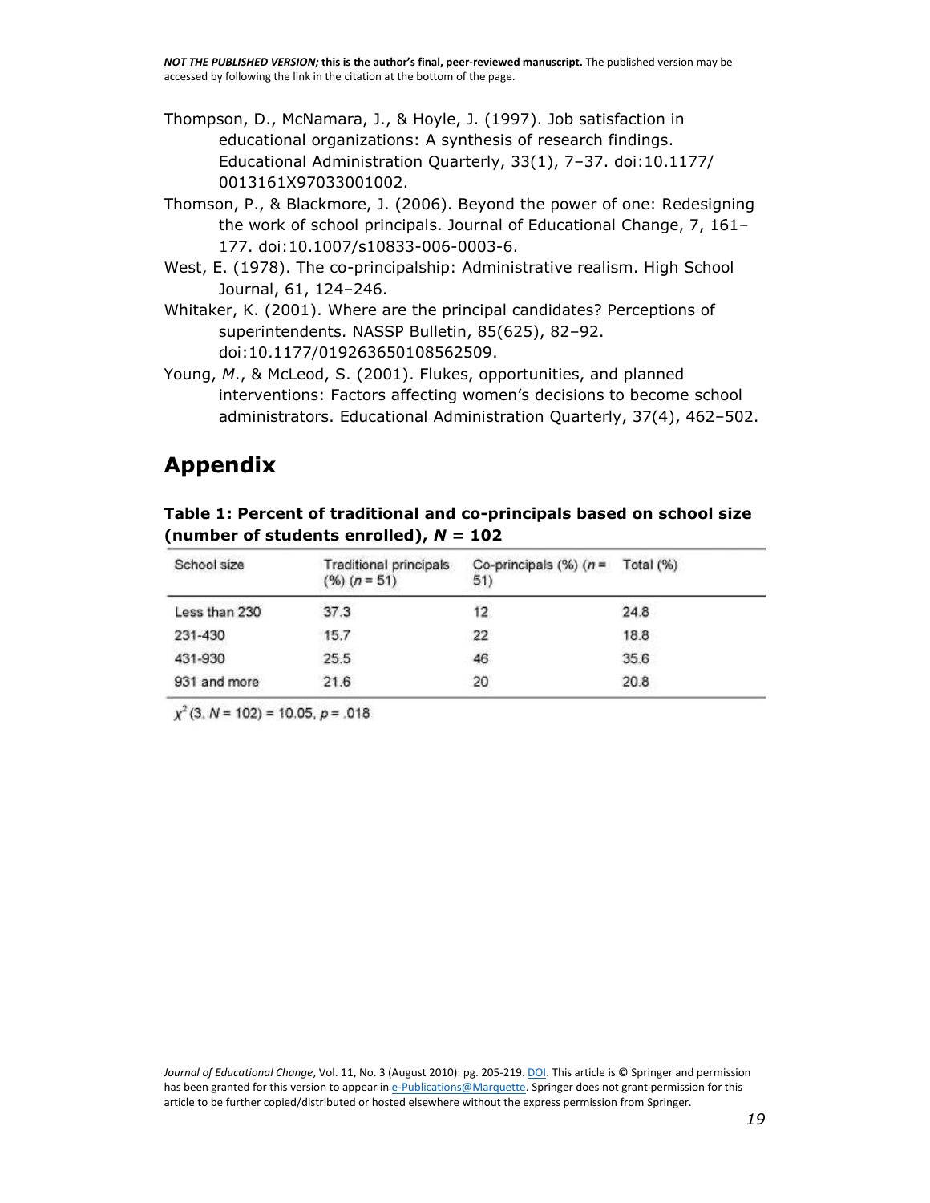Thompson, D., McNamara, J., & Hoyle, J. (1997). Job satisfaction in educational organizations: A synthesis of research findings. Educational Administration Quarterly, 33(1), 7–37. doi:10.1177/0013161X97033001002.

Thomson, P., & Blackmore, J. (2006). Beyond the power of one: Redesigning the work of school principals. Journal of Educational Change, 7, 161–177. doi:10.1007/s10833-006-0003-6.

West, E. (1978). The co-principalship: Administrative realism. High School Journal, 61, 124–246.

Whitaker, K. (2001). Where are the principal candidates? Perceptions of superintendents. NASSP Bulletin, 85(625), 82–92. doi:10.1177/019263650108562509.

Young, *M*., & McLeod, S. (2001). Flukes, opportunities, and planned interventions: Factors affecting women's decisions to become school administrators. Educational Administration Quarterly, 37(4), 462–502.

# Appendix

**Table 1: Percent of traditional and co-principals based on school size (number of students enrolled), *N* = 102**

| School size | Traditional principals (%) (*n* = 51) | Co-principals (%) (*n* = 51) | Total (%) |
|---|---|---|---|
| Less than 230 | 37.3 | 12 | 24.8 |
| 231-430 | 15.7 | 22 | 18.8 |
| 431-930 | 25.5 | 46 | 35.6 |
| 931 and more | 21.6 | 20 | 20.8 |

$\chi^2(3, N = 102) = 10.05, p = .018$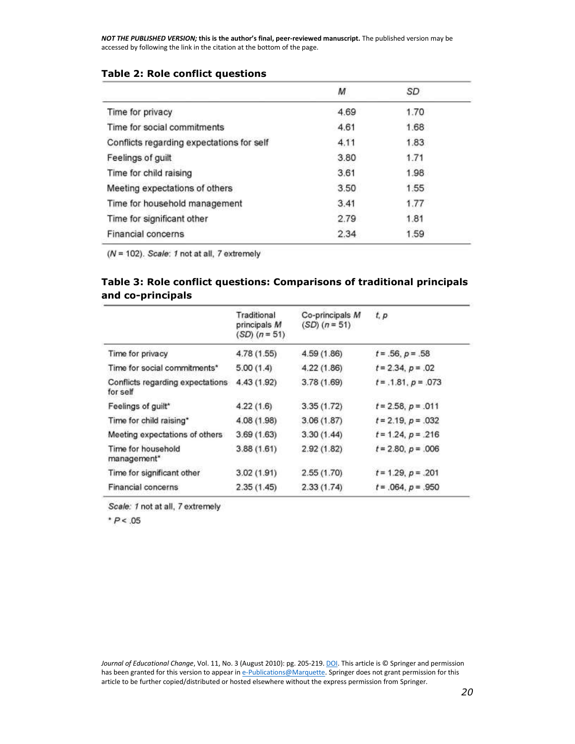## Table 2: Role conflict questions

| | *M* | *SD* |
|---|---|---|
| Time for privacy | 4.69 | 1.70 |
| Time for social commitments | 4.61 | 1.68 |
| Conflicts regarding expectations for self | 4.11 | 1.83 |
| Feelings of guilt | 3.80 | 1.71 |
| Time for child raising | 3.61 | 1.98 |
| Meeting expectations of others | 3.50 | 1.55 |
| Time for household management | 3.41 | 1.77 |
| Time for significant other | 2.79 | 1.81 |
| Financial concerns | 2.34 | 1.59 |

($N$ = 102). *Scale*: *1* not at all, *7* extremely

## Table 3: Role conflict questions: Comparisons of traditional principals and co-principals

| | Traditional principals *M* (*SD*) ($n$ = 51) | Co-principals *M* (*SD*) ($n$ = 51) | $t$, $p$ |
|---|---|---|---|
| Time for privacy | 4.78 (1.55) | 4.59 (1.86) | $t$ = .56, $p$ = .58 |
| Time for social commitments* | 5.00 (1.4) | 4.22 (1.86) | $t$ = 2.34, $p$ = .02 |
| Conflicts regarding expectations for self | 4.43 (1.92) | 3.78 (1.69) | $t$ = .1.81, $p$ = .073 |
| Feelings of guilt* | 4.22 (1.6) | 3.35 (1.72) | $t$ = 2.58, $p$ = .011 |
| Time for child raising* | 4.08 (1.98) | 3.06 (1.87) | $t$ = 2.19, $p$ = .032 |
| Meeting expectations of others | 3.69 (1.63) | 3.30 (1.44) | $t$ = 1.24, $p$ = .216 |
| Time for household management* | 3.88 (1.61) | 2.92 (1.82) | $t$ = 2.80, $p$ = .006 |
| Time for significant other | 3.02 (1.91) | 2.55 (1.70) | $t$ = 1.29, $p$ = .201 |
| Financial concerns | 2.35 (1.45) | 2.33 (1.74) | $t$ = .064, $p$ = .950 |

*Scale*: *1* not at all, *7* extremely

* $P < .05$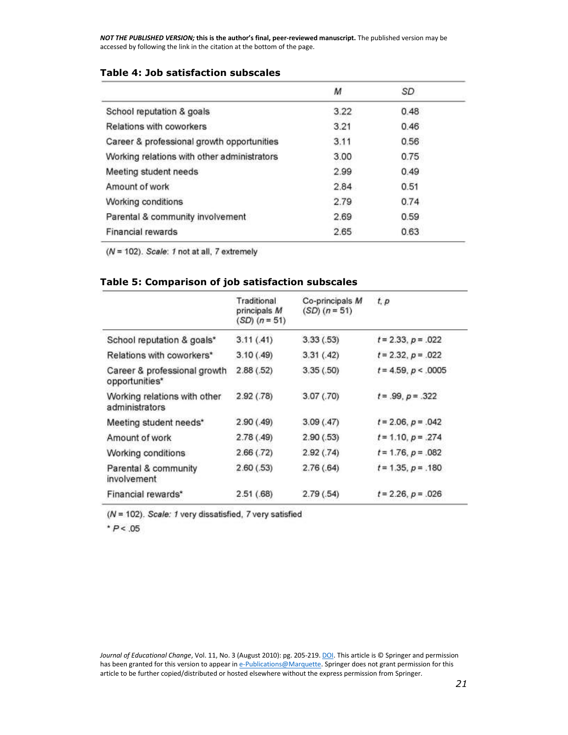*NOT THE PUBLISHED VERSION;* **this is the author's final, peer-reviewed manuscript.** The published version may be accessed by following the link in the citation at the bottom of the page.

### Table 4: Job satisfaction subscales

| | *M* | *SD* |
|---|---|---|
| School reputation & goals | 3.22 | 0.48 |
| Relations with coworkers | 3.21 | 0.46 |
| Career & professional growth opportunities | 3.11 | 0.56 |
| Working relations with other administrators | 3.00 | 0.75 |
| Meeting student needs | 2.99 | 0.49 |
| Amount of work | 2.84 | 0.51 |
| Working conditions | 2.79 | 0.74 |
| Parental & community involvement | 2.69 | 0.59 |
| Financial rewards | 2.65 | 0.63 |

($N = 102$). *Scale*: *1* not at all, *7* extremely

### Table 5: Comparison of job satisfaction subscales

| | Traditional principals *M* (*SD*) ($n = 51$) | Co-principals *M* (*SD*) ($n = 51$) | *t*, *p* |
|---|---|---|---|
| School reputation & goals* | 3.11 (.41) | 3.33 (.53) | $t = 2.33$, $p = .022$ |
| Relations with coworkers* | 3.10 (.49) | 3.31 (.42) | $t = 2.32$, $p = .022$ |
| Career & professional growth opportunities* | 2.88 (.52) | 3.35 (.50) | $t = 4.59$, $p < .0005$ |
| Working relations with other administrators | 2.92 (.78) | 3.07 (.70) | $t = .99$, $p = .322$ |
| Meeting student needs* | 2.90 (.49) | 3.09 (.47) | $t = 2.06$, $p = .042$ |
| Amount of work | 2.78 (.49) | 2.90 (.53) | $t = 1.10$, $p = .274$ |
| Working conditions | 2.66 (.72) | 2.92 (.74) | $t = 1.76$, $p = .082$ |
| Parental & community involvement | 2.60 (.53) | 2.76 (.64) | $t = 1.35$, $p = .180$ |
| Financial rewards* | 2.51 (.68) | 2.79 (.54) | $t = 2.26$, $p = .026$ |

($N = 102$). *Scale: 1* very dissatisfied, *7* very satisfied

* $P < .05$

*Journal of Educational Change*, Vol. 11, No. 3 (August 2010): pg. 205-219. DOI. This article is © Springer and permission has been granted for this version to appear in e-Publications@Marquette. Springer does not grant permission for this article to be further copied/distributed or hosted elsewhere without the express permission from Springer.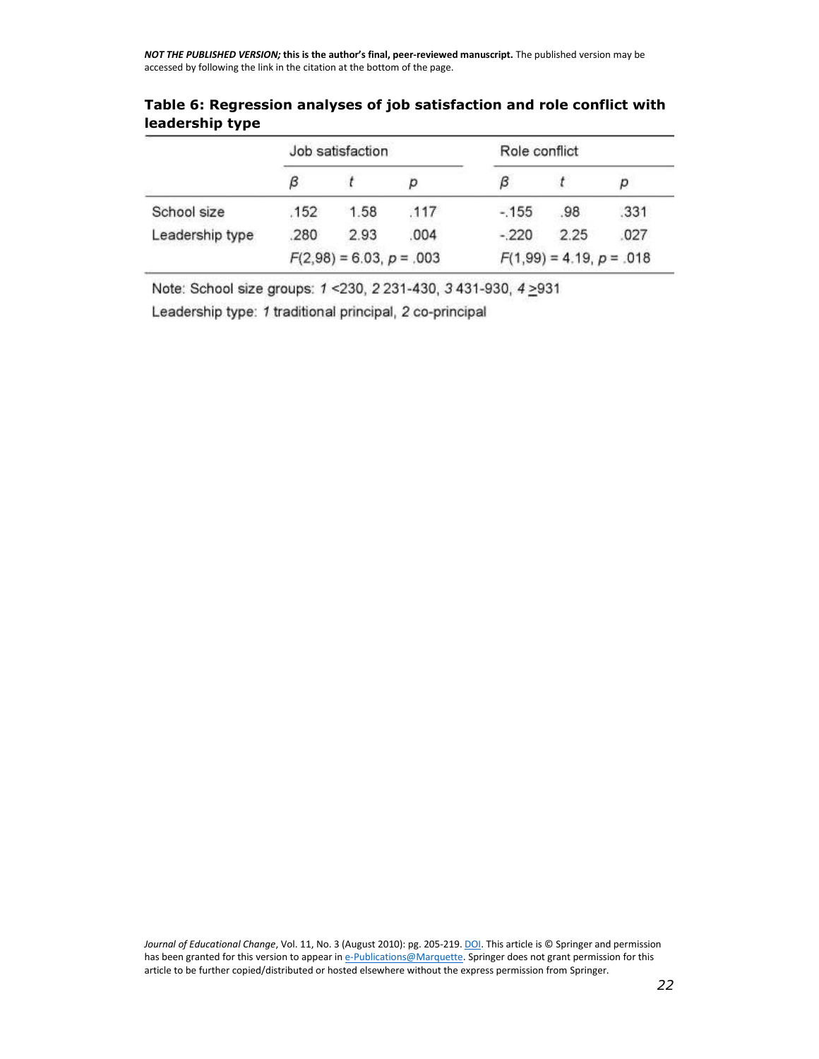**Table 6: Regression analyses of job satisfaction and role conflict with leadership type**

| | Job satisfaction | | | Role conflict | | |
|---|---|---|---|---|---|---|
| | $\beta$ | $t$ | $p$ | $\beta$ | $t$ | $p$ |
| School size | .152 | 1.58 | .117 | -.155 | .98 | .331 |
| Leadership type | .280 | 2.93 | .004 | -.220 | 2.25 | .027 |
| | $F(2,98) = 6.03$, $p = .003$ | | | $F(1,99) = 4.19$, $p = .018$ | | |

Note: School size groups: *1* <230, *2* 231-430, *3* 431-930, *4* ≥931

Leadership type: *1* traditional principal, *2* co-principal